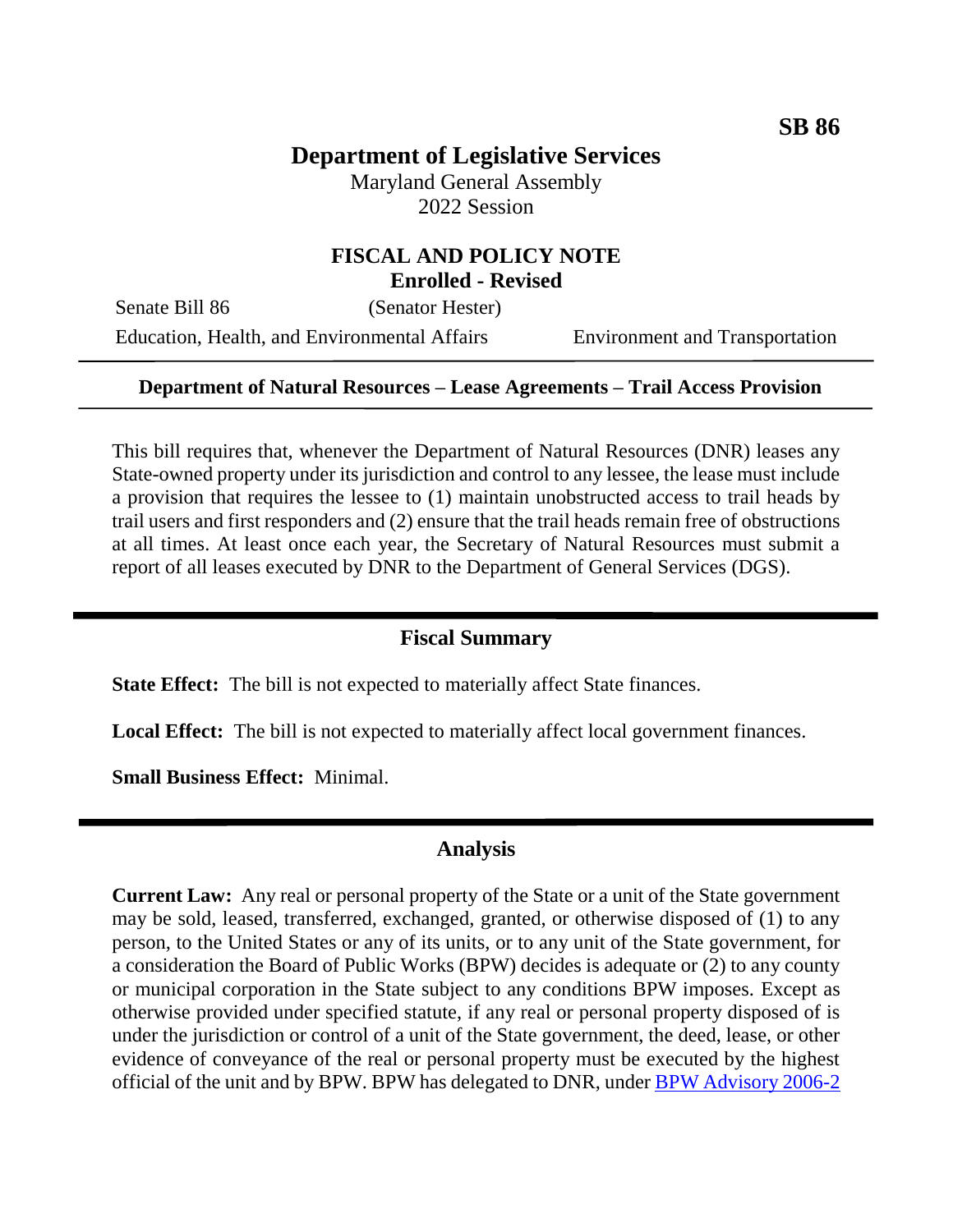**SB 86**

# Department of Legislative Services

Maryland General Assembly
2022 Session

## FISCAL AND POLICY NOTE
**Enrolled - Revised**

Senate Bill 86 (Senator Hester)

Education, Health, and Environmental Affairs — Environment and Transportation

---

**Department of Natural Resources – Lease Agreements – Trail Access Provision**

---

This bill requires that, whenever the Department of Natural Resources (DNR) leases any State-owned property under its jurisdiction and control to any lessee, the lease must include a provision that requires the lessee to (1) maintain unobstructed access to trail heads by trail users and first responders and (2) ensure that the trail heads remain free of obstructions at all times. At least once each year, the Secretary of Natural Resources must submit a report of all leases executed by DNR to the Department of General Services (DGS).

---

## Fiscal Summary

**State Effect:** The bill is not expected to materially affect State finances.

**Local Effect:** The bill is not expected to materially affect local government finances.

**Small Business Effect:** Minimal.

---

## Analysis

**Current Law:** Any real or personal property of the State or a unit of the State government may be sold, leased, transferred, exchanged, granted, or otherwise disposed of (1) to any person, to the United States or any of its units, or to any unit of the State government, for a consideration the Board of Public Works (BPW) decides is adequate or (2) to any county or municipal corporation in the State subject to any conditions BPW imposes. Except as otherwise provided under specified statute, if any real or personal property disposed of is under the jurisdiction or control of a unit of the State government, the deed, lease, or other evidence of conveyance of the real or personal property must be executed by the highest official of the unit and by BPW. BPW has delegated to DNR, under BPW Advisory 2006-2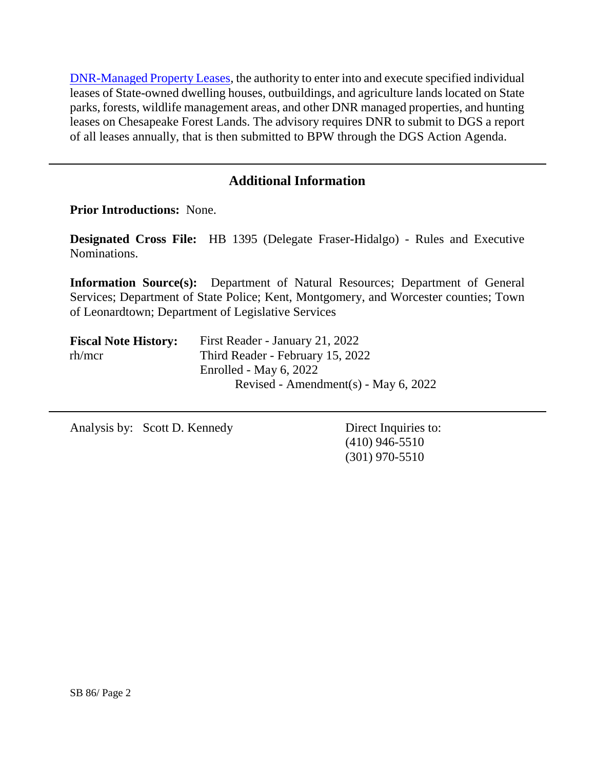DNR-Managed Property Leases, the authority to enter into and execute specified individual leases of State-owned dwelling houses, outbuildings, and agriculture lands located on State parks, forests, wildlife management areas, and other DNR managed properties, and hunting leases on Chesapeake Forest Lands. The advisory requires DNR to submit to DGS a report of all leases annually, that is then submitted to BPW through the DGS Action Agenda.

---

## Additional Information

**Prior Introductions:** None.

**Designated Cross File:** HB 1395 (Delegate Fraser-Hidalgo) - Rules and Executive Nominations.

**Information Source(s):** Department of Natural Resources; Department of General Services; Department of State Police; Kent, Montgomery, and Worcester counties; Town of Leonardtown; Department of Legislative Services

**Fiscal Note History:** First Reader - January 21, 2022
rh/mcr Third Reader - February 15, 2022
Enrolled - May 6, 2022
Revised - Amendment(s) - May 6, 2022

---

Analysis by: Scott D. Kennedy

Direct Inquiries to:
(410) 946-5510
(301) 970-5510